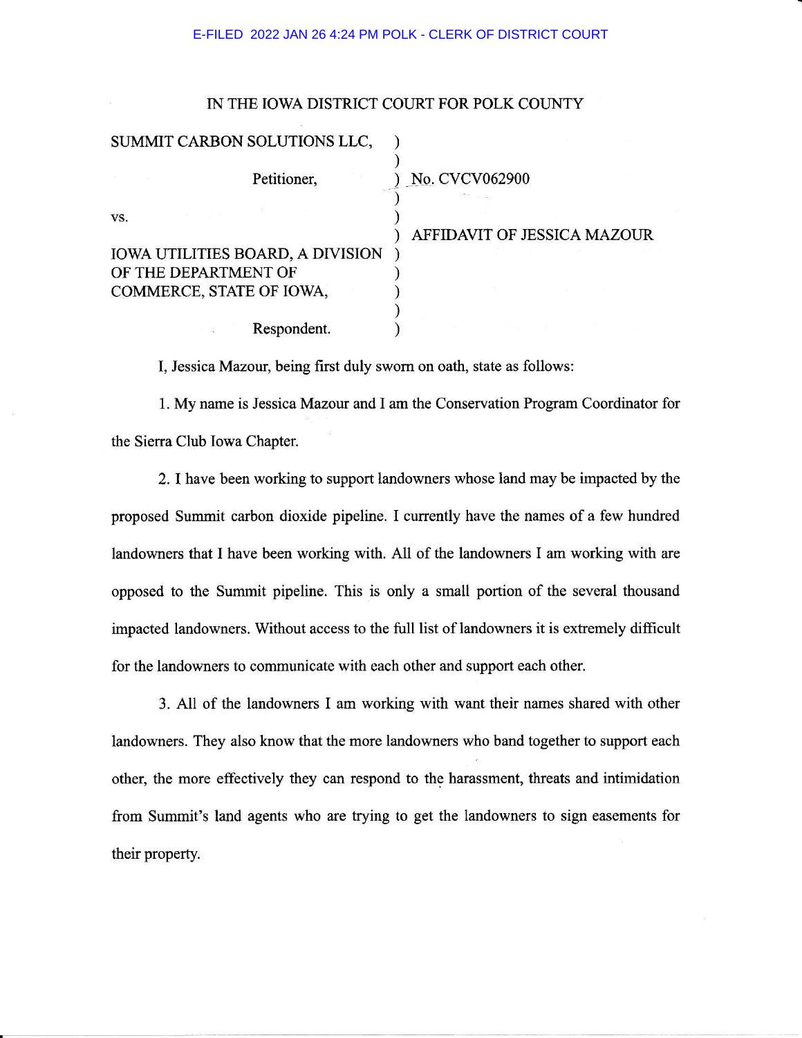E-FILED 2022 JAN 26 4:24 PM POLK - CLERK OF DISTRICT COURT

IN THE IOWA DISTRICT COURT FOR POLK COUNTY

| | | |
|---|---|---|
| SUMMIT CARBON SOLUTIONS LLC, Petitioner, | ) | No. CVCV062900 |
| vs. | ) | AFFIDAVIT OF JESSICA MAZOUR |
| IOWA UTILITIES BOARD, A DIVISION OF THE DEPARTMENT OF COMMERCE, STATE OF IOWA, Respondent. | ) | |

I, Jessica Mazour, being first duly sworn on oath, state as follows:

1. My name is Jessica Mazour and I am the Conservation Program Coordinator for the Sierra Club Iowa Chapter.

2. I have been working to support landowners whose land may be impacted by the proposed Summit carbon dioxide pipeline. I currently have the names of a few hundred landowners that I have been working with. All of the landowners I am working with are opposed to the Summit pipeline. This is only a small portion of the several thousand impacted landowners. Without access to the full list of landowners it is extremely difficult for the landowners to communicate with each other and support each other.

3. All of the landowners I am working with want their names shared with other landowners. They also know that the more landowners who band together to support each other, the more effectively they can respond to the harassment, threats and intimidation from Summit's land agents who are trying to get the landowners to sign easements for their property.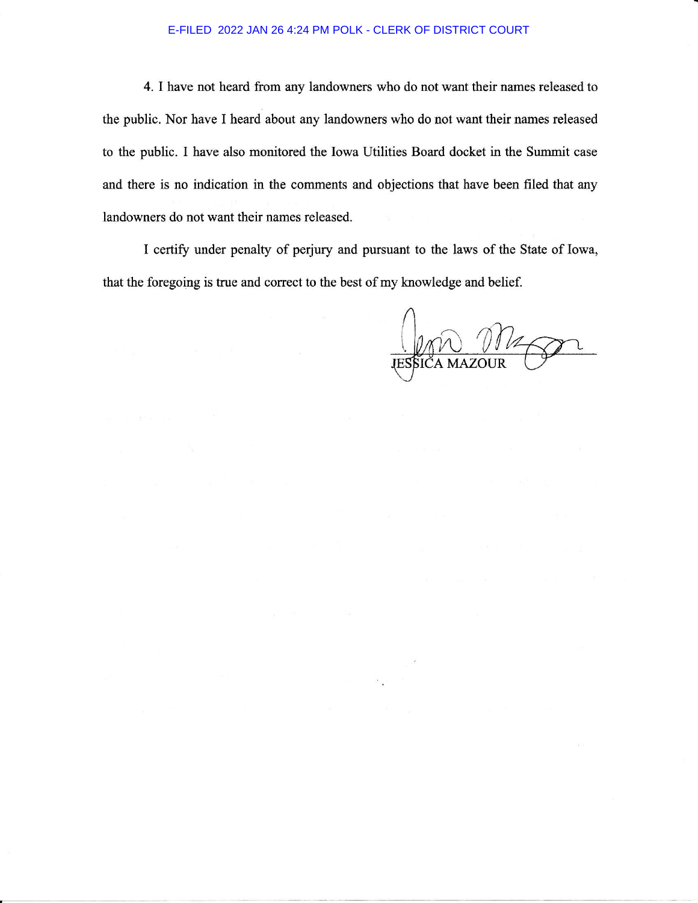4. I have not heard from any landowners who do not want their names released to the public. Nor have I heard about any landowners who do not want their names released to the public. I have also monitored the Iowa Utilities Board docket in the Summit case and there is no indication in the comments and objections that have been filed that any landowners do not want their names released.

I certify under penalty of perjury and pursuant to the laws of the State of Iowa, that the foregoing is true and correct to the best of my knowledge and belief.

JESSICA MAZOUR